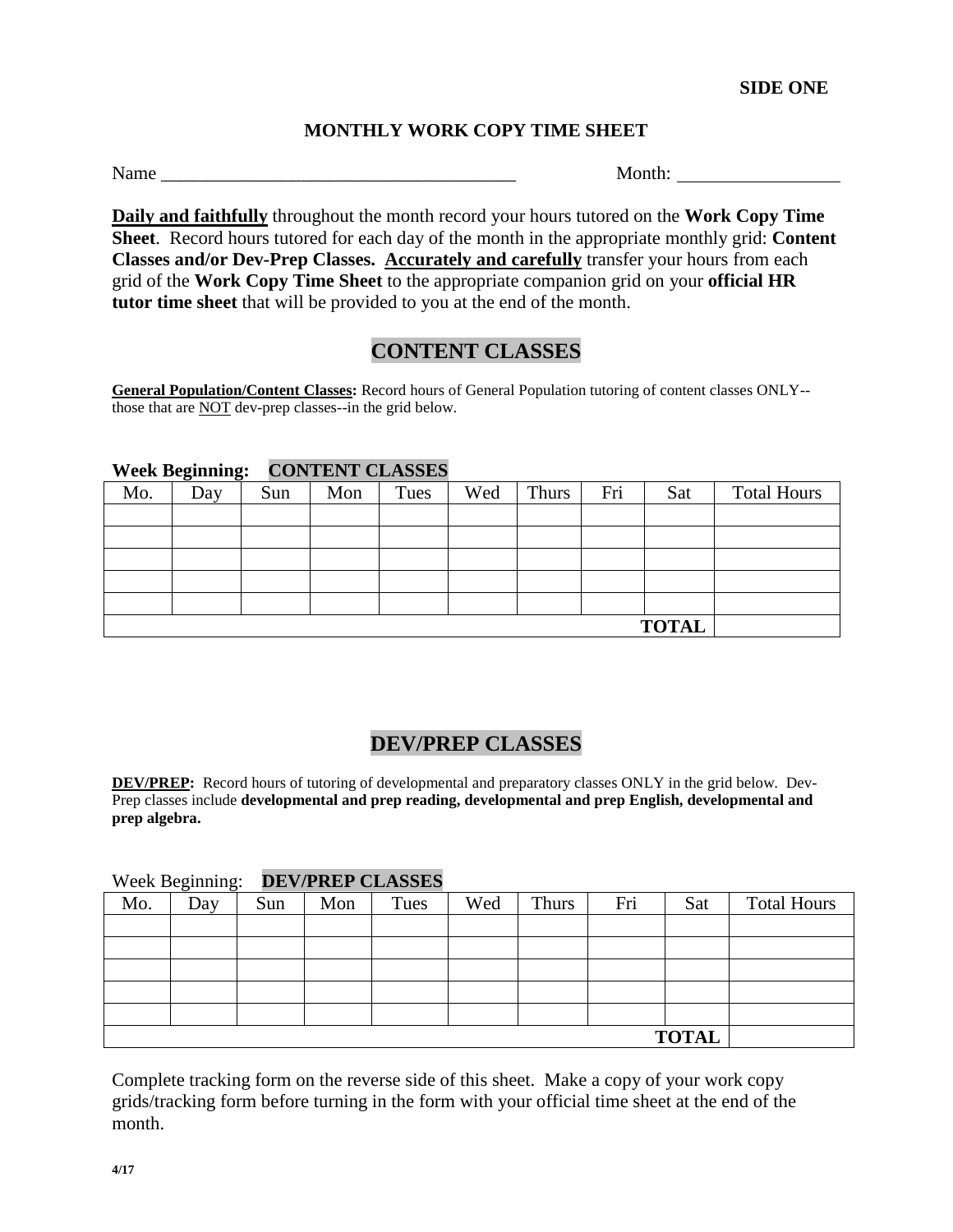**SIDE ONE**

## MONTHLY WORK COPY TIME SHEET

Name ______________________________________ Month: _________________

**Daily and faithfully** throughout the month record your hours tutored on the **Work Copy Time Sheet**. Record hours tutored for each day of the month in the appropriate monthly grid: **Content Classes and/or Dev-Prep Classes.** **Accurately and carefully** transfer your hours from each grid of the **Work Copy Time Sheet** to the appropriate companion grid on your **official HR tutor time sheet** that will be provided to you at the end of the month.

## CONTENT CLASSES

**General Population/Content Classes:** Record hours of General Population tutoring of content classes ONLY--those that are NOT dev-prep classes--in the grid below.

**Week Beginning: CONTENT CLASSES**

| Mo. | Day | Sun | Mon | Tues | Wed | Thurs | Fri | Sat | Total Hours |
|---|---|---|---|---|---|---|---|---|---|
| | | | | | | | | | |
| | | | | | | | | | |
| | | | | | | | | | |
| | | | | | | | | | |
| | | | | | | | | | |
| | | | | | | | | **TOTAL** | |

## DEV/PREP CLASSES

**DEV/PREP:** Record hours of tutoring of developmental and preparatory classes ONLY in the grid below. Dev-Prep classes include **developmental and prep reading, developmental and prep English, developmental and prep algebra.**

Week Beginning: **DEV/PREP CLASSES**

| Mo. | Day | Sun | Mon | Tues | Wed | Thurs | Fri | Sat | Total Hours |
|---|---|---|---|---|---|---|---|---|---|
| | | | | | | | | | |
| | | | | | | | | | |
| | | | | | | | | | |
| | | | | | | | | | |
| | | | | | | | | | |
| | | | | | | | | **TOTAL** | |

Complete tracking form on the reverse side of this sheet. Make a copy of your work copy grids/tracking form before turning in the form with your official time sheet at the end of the month.

4/17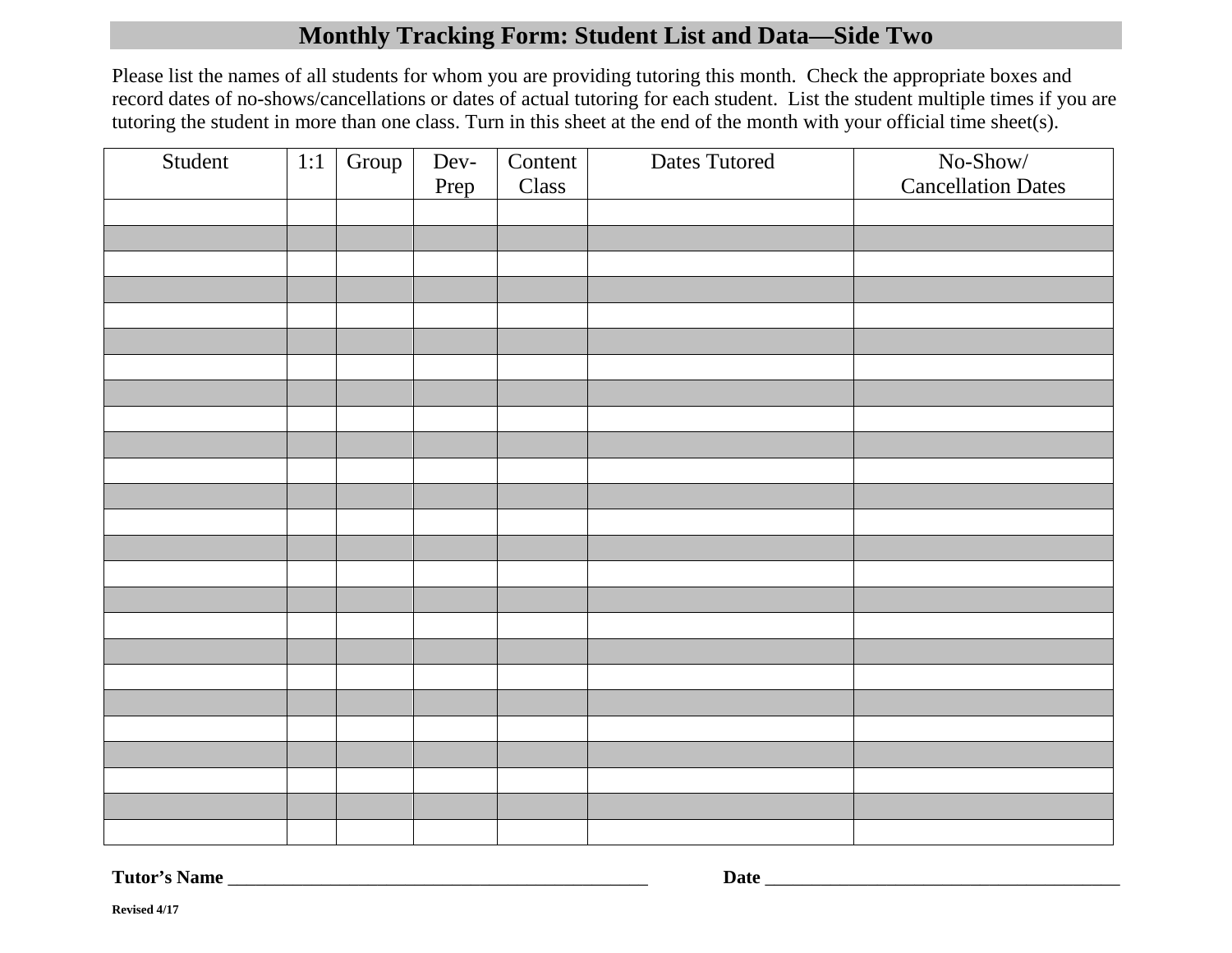# Monthly Tracking Form: Student List and Data—Side Two

Please list the names of all students for whom you are providing tutoring this month. Check the appropriate boxes and record dates of no-shows/cancellations or dates of actual tutoring for each student. List the student multiple times if you are tutoring the student in more than one class. Turn in this sheet at the end of the month with your official time sheet(s).

| Student | 1:1 | Group | Dev-Prep | Content Class | Dates Tutored | No-Show/ Cancellation Dates |
|---|---|---|---|---|---|---|
| | | | | | | |
| | | | | | | |
| | | | | | | |
| | | | | | | |
| | | | | | | |
| | | | | | | |
| | | | | | | |
| | | | | | | |
| | | | | | | |
| | | | | | | |
| | | | | | | |
| | | | | | | |
| | | | | | | |
| | | | | | | |
| | | | | | | |
| | | | | | | |
| | | | | | | |
| | | | | | | |
| | | | | | | |
| | | | | | | |
| | | | | | | |
| | | | | | | |
| | | | | | | |
| | | | | | | |
| | | | | | | |

**Tutor's Name** ______________________________________________ **Date** ______________________________________

**Revised 4/17**